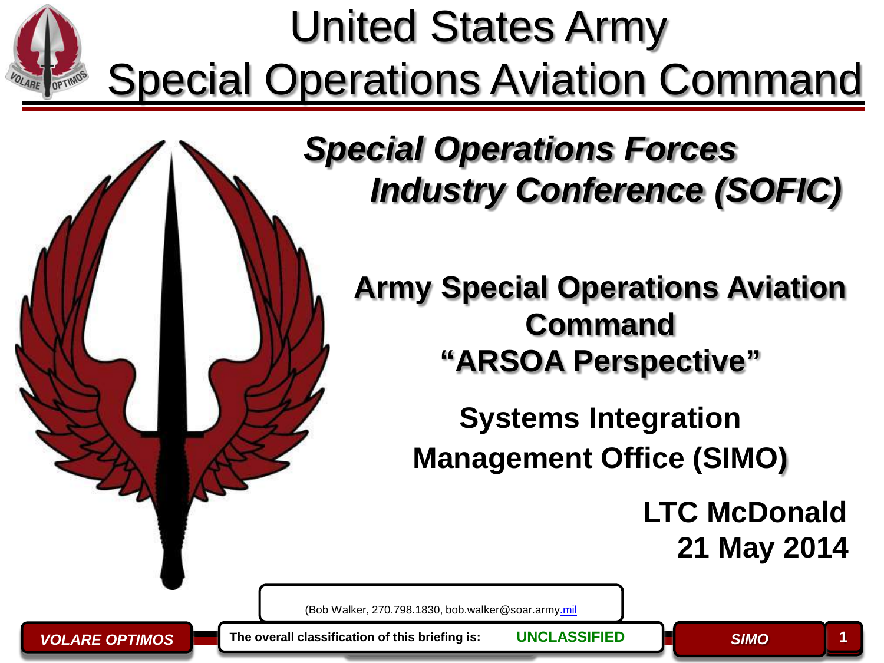# United States Army Special Operations Aviation Command

## *Special Operations Forces Industry Conference (SOFIC)*

**Army Special Operations Aviation Command**
**"ARSOA Perspective"**

**Systems Integration Management Office (SIMO)**

**LTC McDonald**
**21 May 2014**

(Bob Walker, 270.798.1830, bob.walker@soar.army.mil

*VOLARE OPTIMOS*

**The overall classification of this briefing is: UNCLASSIFIED**

*SIMO*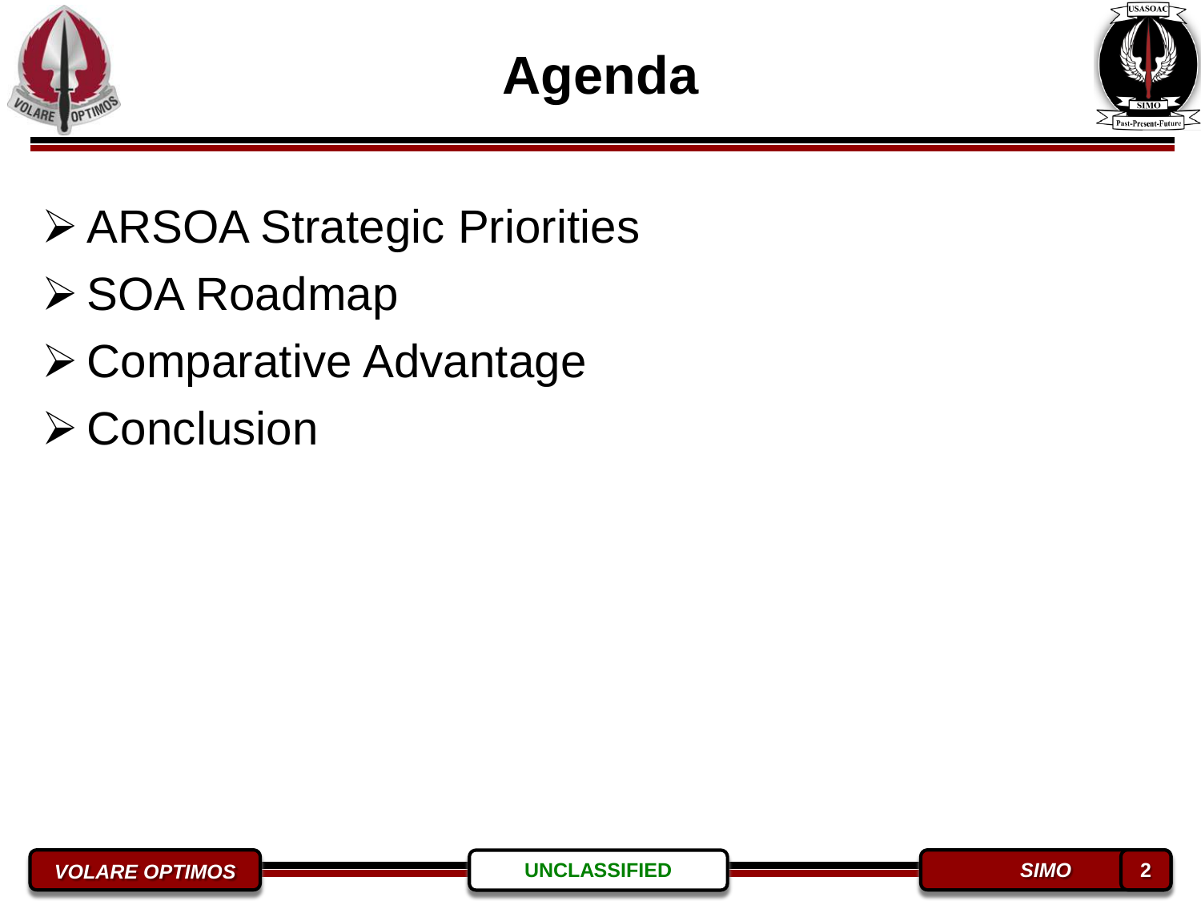# Agenda

- ARSOA Strategic Priorities
- SOA Roadmap
- Comparative Advantage
- Conclusion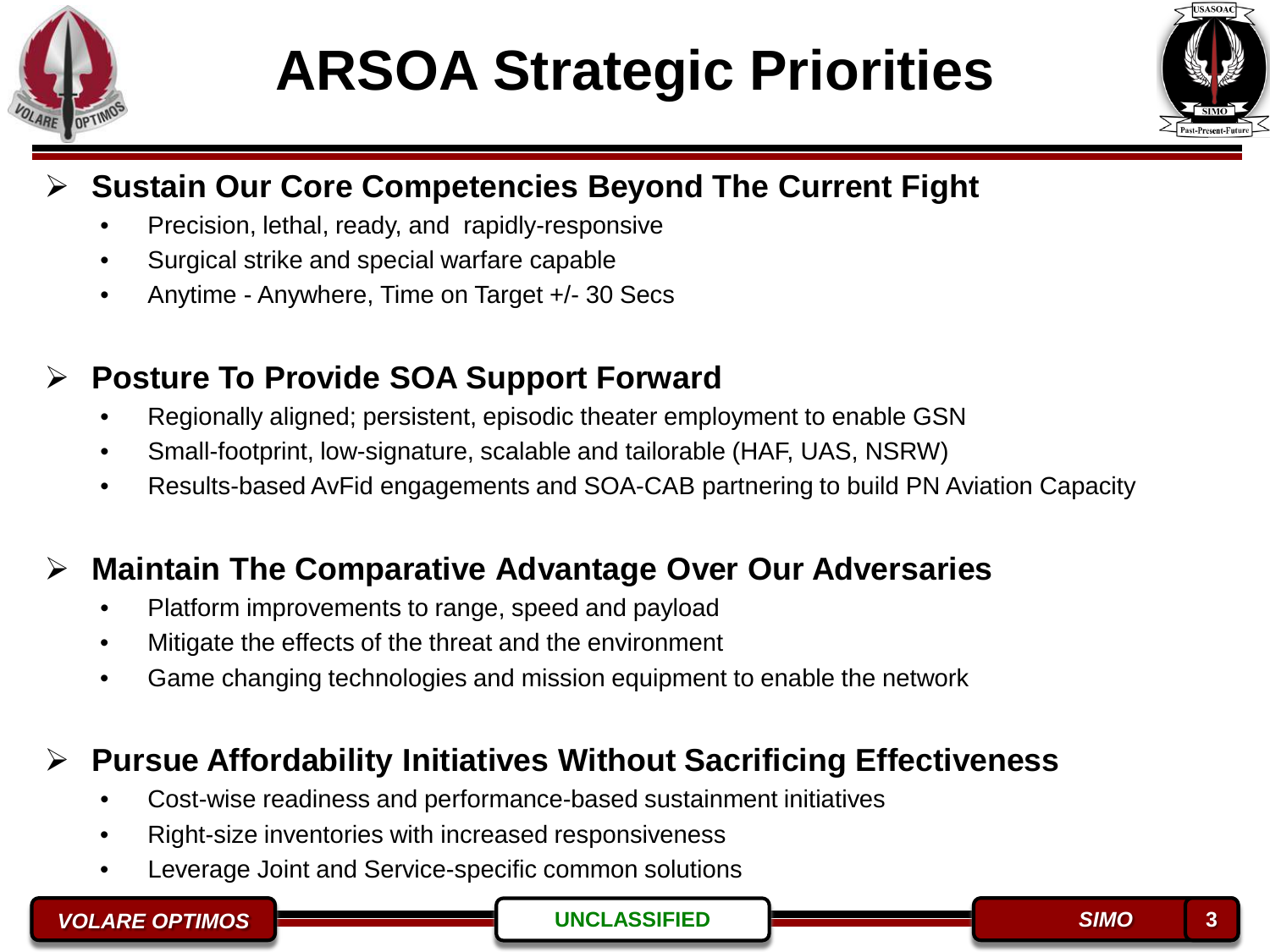# ARSOA Strategic Priorities

## Sustain Our Core Competencies Beyond The Current Fight

- Precision, lethal, ready, and rapidly-responsive
- Surgical strike and special warfare capable
- Anytime - Anywhere, Time on Target +/- 30 Secs

## Posture To Provide SOA Support Forward

- Regionally aligned; persistent, episodic theater employment to enable GSN
- Small-footprint, low-signature, scalable and tailorable (HAF, UAS, NSRW)
- Results-based AvFid engagements and SOA-CAB partnering to build PN Aviation Capacity

## Maintain The Comparative Advantage Over Our Adversaries

- Platform improvements to range, speed and payload
- Mitigate the effects of the threat and the environment
- Game changing technologies and mission equipment to enable the network

## Pursue Affordability Initiatives Without Sacrificing Effectiveness

- Cost-wise readiness and performance-based sustainment initiatives
- Right-size inventories with increased responsiveness
- Leverage Joint and Service-specific common solutions

UNCLASSIFIED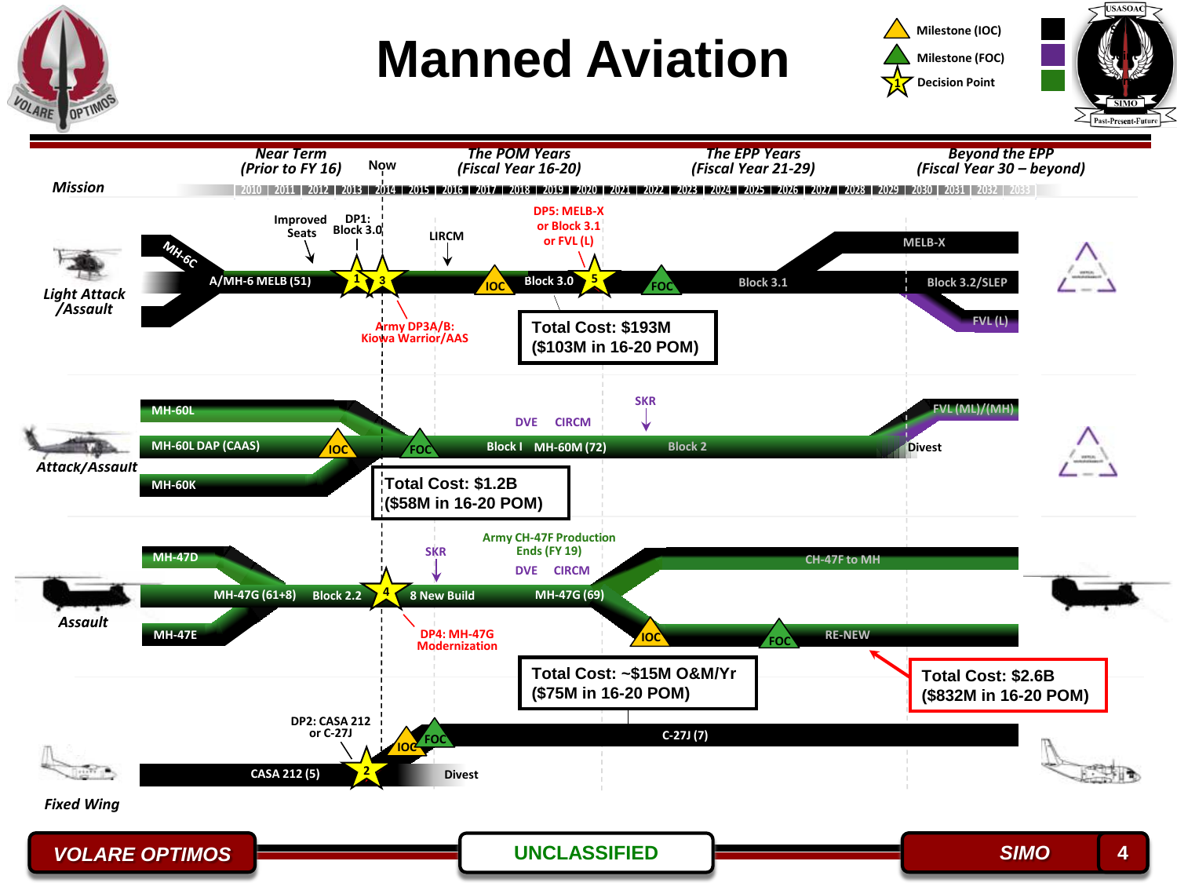# Manned Aviation

**Legend:** Milestone (IOC) · Milestone (FOC) · Decision Point

| | Near Term (Prior to FY 16) | Now | The POM Years (Fiscal Year 16-20) | The EPP Years (Fiscal Year 21-29) | Beyond the EPP (Fiscal Year 30 – beyond) |
|---|---|---|---|---|---|
| **Mission** | 2010, 2011, 2012, 2013 | 2014 | 2015, 2016, 2017, 2018, 2019, 2020 | 2021, 2022, 2023, 2024, 2025, 2026, 2027, 2028, 2029 | 2030, 2031, 2032, 2033 |

## Light Attack /Assault

- MH-6C; A/MH-6 MELB (51)
- Improved Seats
- DP1: Block 3.0 (Decision Point 1)
- Decision Point 3: Army DP3A/B: Kiowa Warrior/AAS
- LIRCM
- IOC; Block 3.0
- DP5: MELB-X or Block 3.1 or FVL (L) (Decision Point 5)
- FOC; Block 3.1
- MELB-X
- Block 3.2/SLEP
- FVL (L)

**Total Cost: $193M ($103M in 16-20 POM)**

## Attack/Assault

- MH-60L
- MH-60L DAP (CAAS) – IOC
- MH-60K
- FOC; Block I MH-60M (72)
- DVE, CIRCM
- SKR
- Block 2
- FVL (ML)/(MH)
- Divest

**Total Cost: $1.2B ($58M in 16-20 POM)**

## Assault

- MH-47D
- MH-47G (61+8); Block 2.2
- MH-47E
- Decision Point 4: DP4: MH-47G Modernization
- SKR
- 8 New Build
- Army CH-47F Production Ends (FY 19)
- DVE, CIRCM
- MH-47G (69)
- CH-47F to MH
- IOC; FOC; RE-NEW

**Total Cost: ~$15M O&M/Yr ($75M in 16-20 POM)**

**Total Cost: $2.6B ($832M in 16-20 POM)**

## Fixed Wing

- DP2: CASA 212 or C-27J (Decision Point 2)
- CASA 212 (5) – Divest
- IOC; FOC; C-27J (7)

VOLARE OPTIMOS · UNCLASSIFIED · SIMO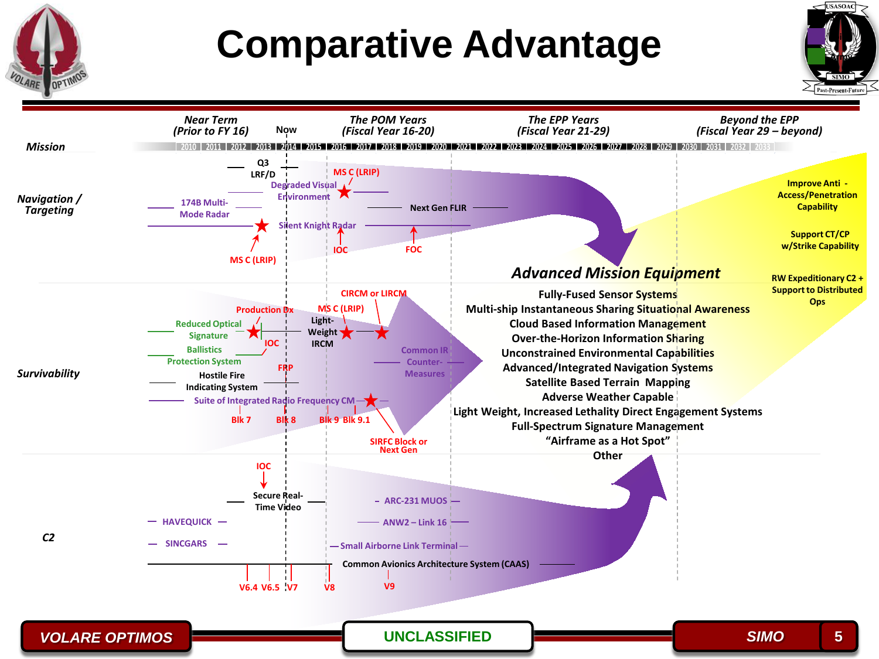# Comparative Advantage

| Mission | Near Term (Prior to FY 16) | Now | The POM Years (Fiscal Year 16-20) | The EPP Years (Fiscal Year 21-29) | Beyond the EPP (Fiscal Year 29 – beyond) |
|---|---|---|---|---|---|

2010 | 2011 | 2012 | 2013 | 2014 | 2015 | 2016 | 2017 | 2018 | 2019 | 2020 | 2021 | 2022 | 2023 | 2024 | 2025 | 2026 | 2027 | 2028 | 2029 | 2030 | 2031 | 2032 | 2033

## Navigation / Targeting

- Q3 LRF/D
- Degraded Visual Environment — MS C (LRIP)
- 174B Multi-Mode Radar
- Next Gen FLIR
- Silent Knight Radar — MS C (LRIP), IOC, FOC

## Survivability

- Reduced Optical Signature — Production Dx
- Ballistics Protection System — IOC, FRP
- Light-Weight IRCM — MS C (LRIP), CIRCM or LIRCM
- Common IR Counter-Measures
- Hostile Fire Indicating System
- Suite of Integrated Radio Frequency CM — Blk 7, Blk 8, Blk 9, Blk 9.1, SIRFC Block or Next Gen

## C2

- Secure Real-Time Video — IOC
- HAVEQUICK
- SINCGARS
- ARC-231 MUOS
- ANW2 – Link 16
- Small Airborne Link Terminal
- Common Avionics Architecture System (CAAS) — V6.4, V6.5, V7, V8, V9

## Advanced Mission Equipment

- Fully-Fused Sensor Systems
- Multi-ship Instantaneous Sharing Situational Awareness
- Cloud Based Information Management
- Over-the-Horizon Information Sharing
- Unconstrained Environmental Capabilities
- Advanced/Integrated Navigation Systems
- Satellite Based Terrain Mapping
- Adverse Weather Capable
- Light Weight, Increased Lethality Direct Engagement Systems
- Full-Spectrum Signature Management
- "Airframe as a Hot Spot"
- Other

## Beyond the EPP

- Improve Anti - Access/Penetration Capability
- Support CT/CP w/Strike Capability
- RW Expeditionary C2 + Support to Distributed Ops

VOLARE OPTIMOS | UNCLASSIFIED | SIMO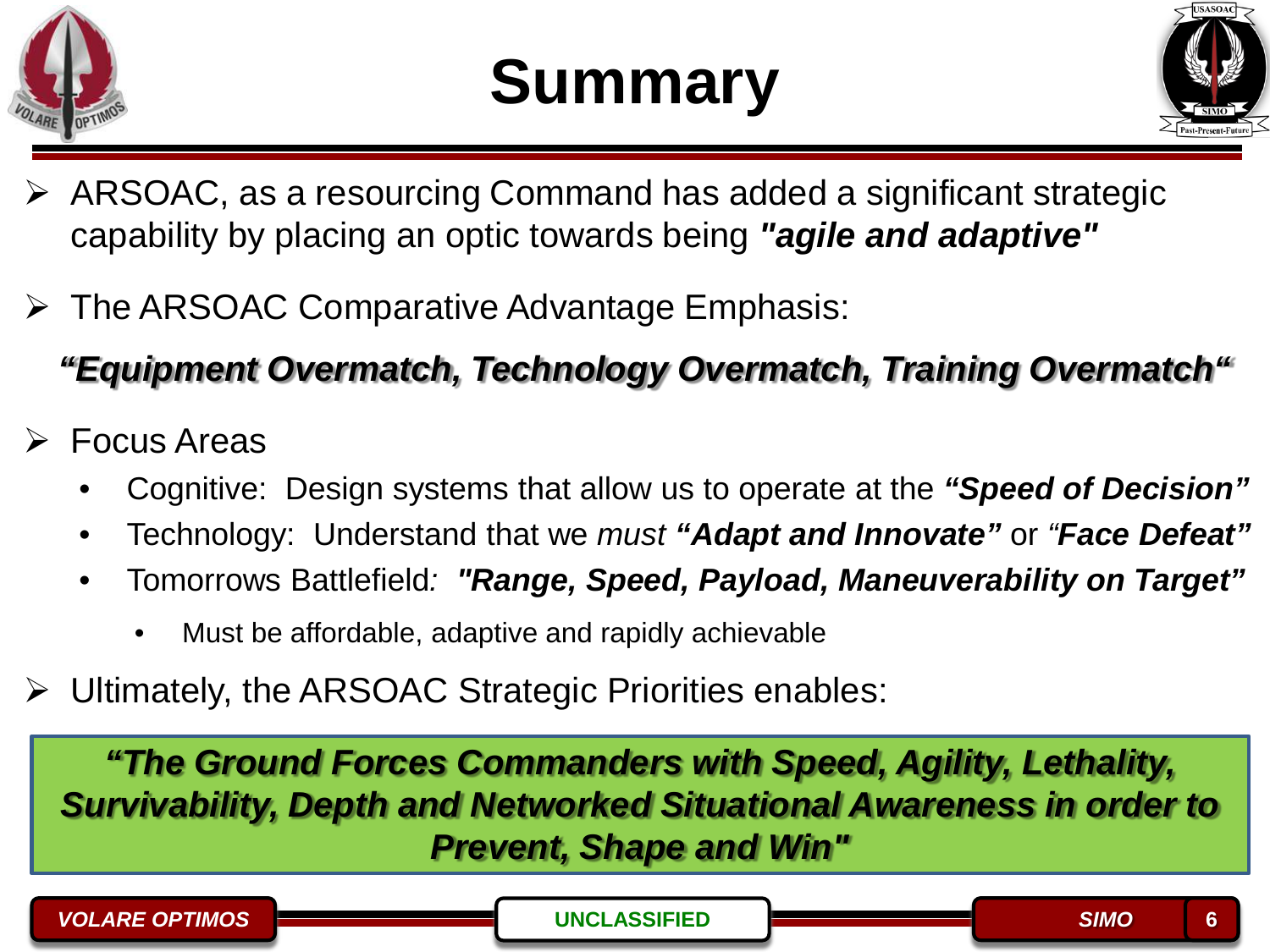# Summary

- ARSOAC, as a resourcing Command has added a significant strategic capability by placing an optic towards being ***"agile and adaptive"***
- The ARSOAC Comparative Advantage Emphasis:

***"Equipment Overmatch, Technology Overmatch, Training Overmatch"***

- Focus Areas
  - Cognitive: Design systems that allow us to operate at the ***"Speed of Decision"***
  - Technology: Understand that we *must* ***"Adapt and Innovate"*** or ***"Face Defeat"***
  - Tomorrows Battlefield: ***"Range, Speed, Payload, Maneuverability on Target"***
    - Must be affordable, adaptive and rapidly achievable
- Ultimately, the ARSOAC Strategic Priorities enables:

***"The Ground Forces Commanders with Speed, Agility, Lethality, Survivability, Depth and Networked Situational Awareness in order to Prevent, Shape and Win"***

UNCLASSIFIED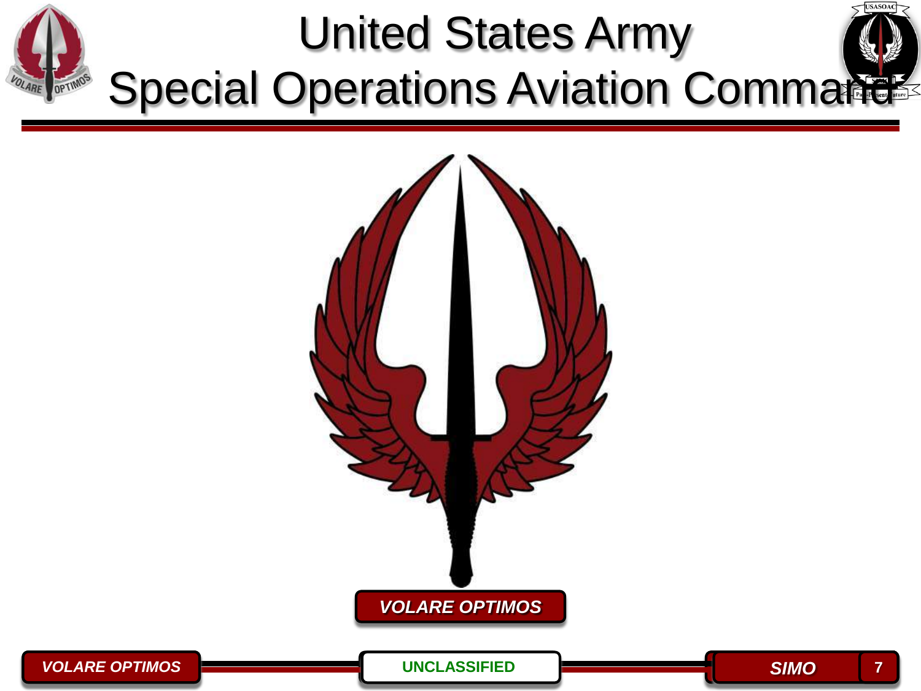# United States Army Special Operations Aviation Command

VOLARE OPTIMOS